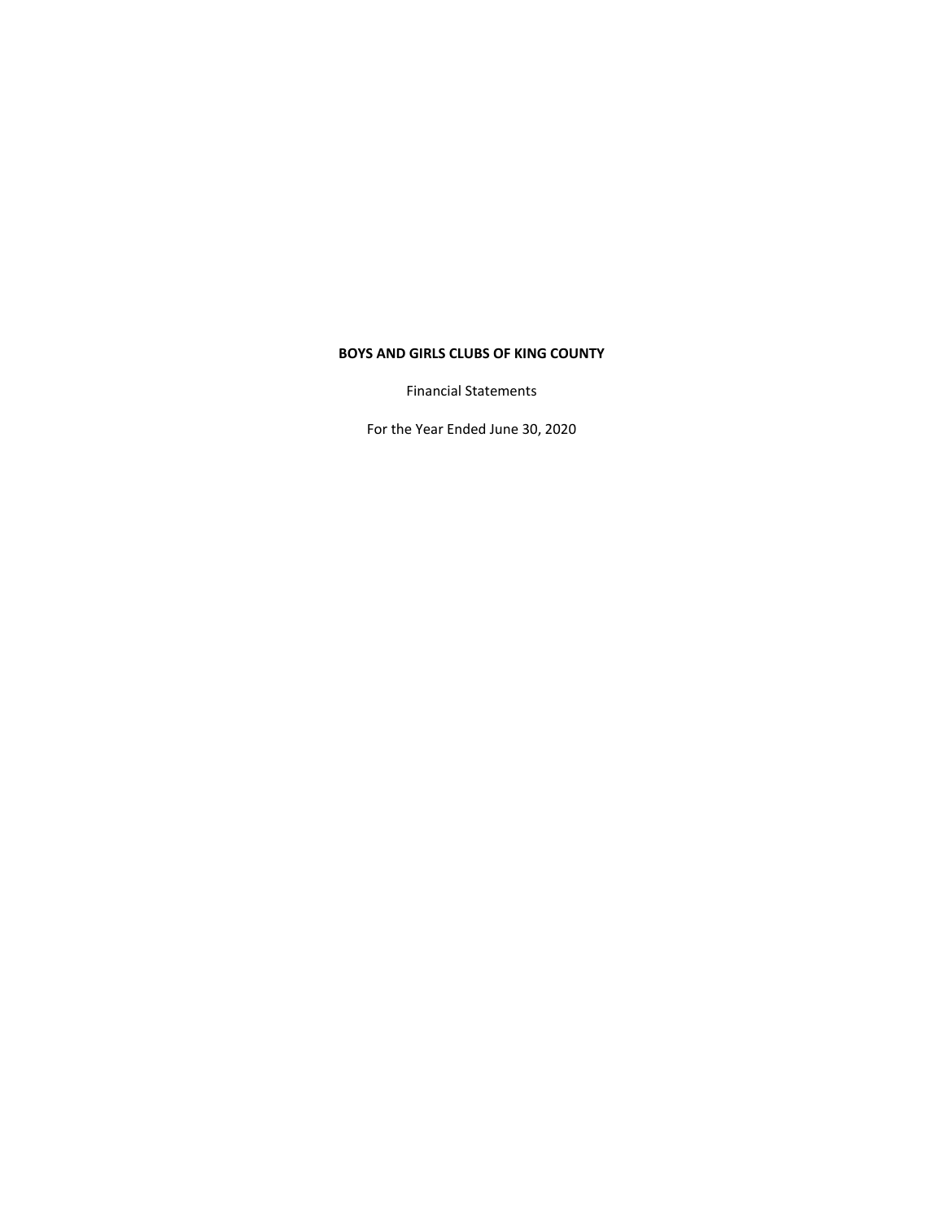**BOYS AND GIRLS CLUBS OF KING COUNTY**

Financial Statements

For the Year Ended June 30, 2020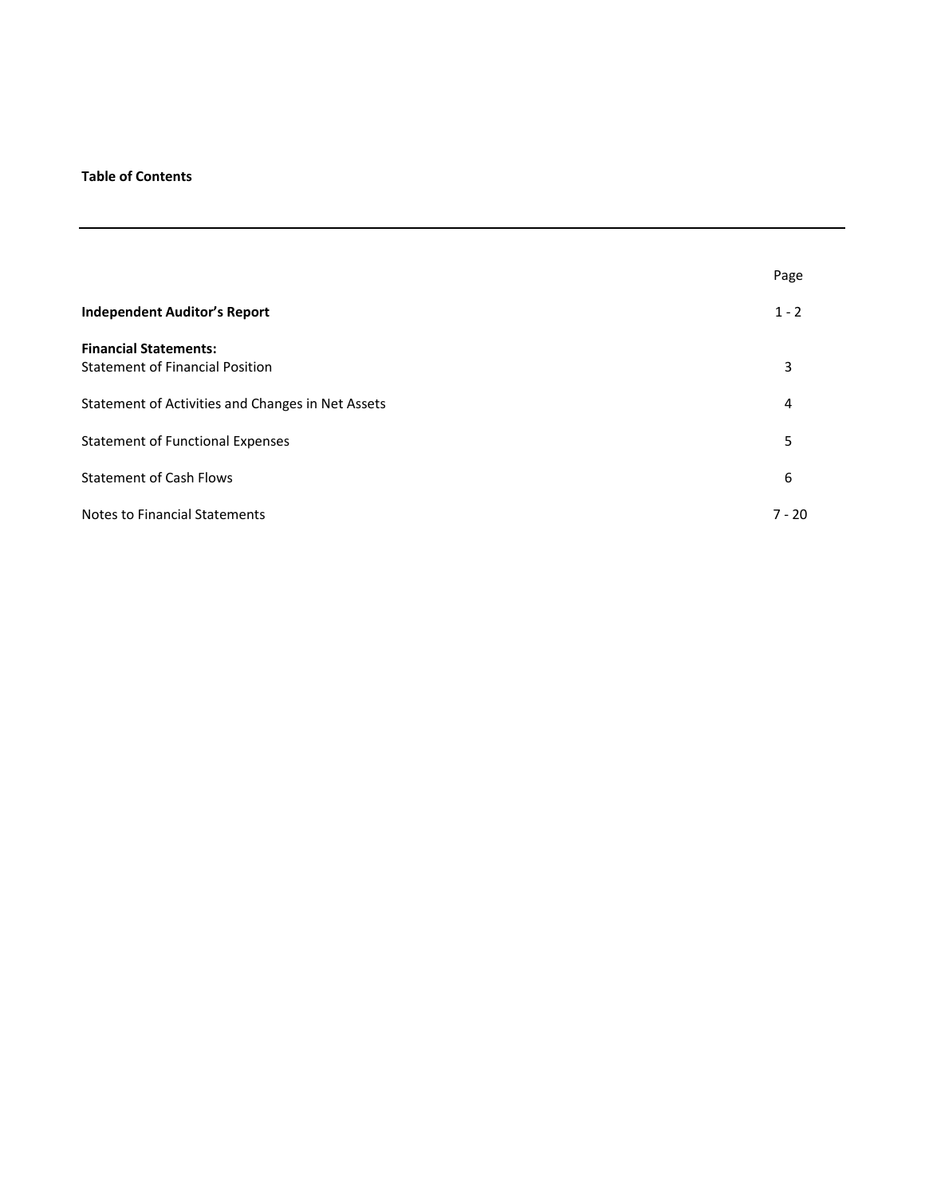**Table of Contents**

| | Page |
|---|---|
| **Independent Auditor's Report** | 1 - 2 |
| **Financial Statements:** | |
| Statement of Financial Position | 3 |
| Statement of Activities and Changes in Net Assets | 4 |
| Statement of Functional Expenses | 5 |
| Statement of Cash Flows | 6 |
| Notes to Financial Statements | 7 - 20 |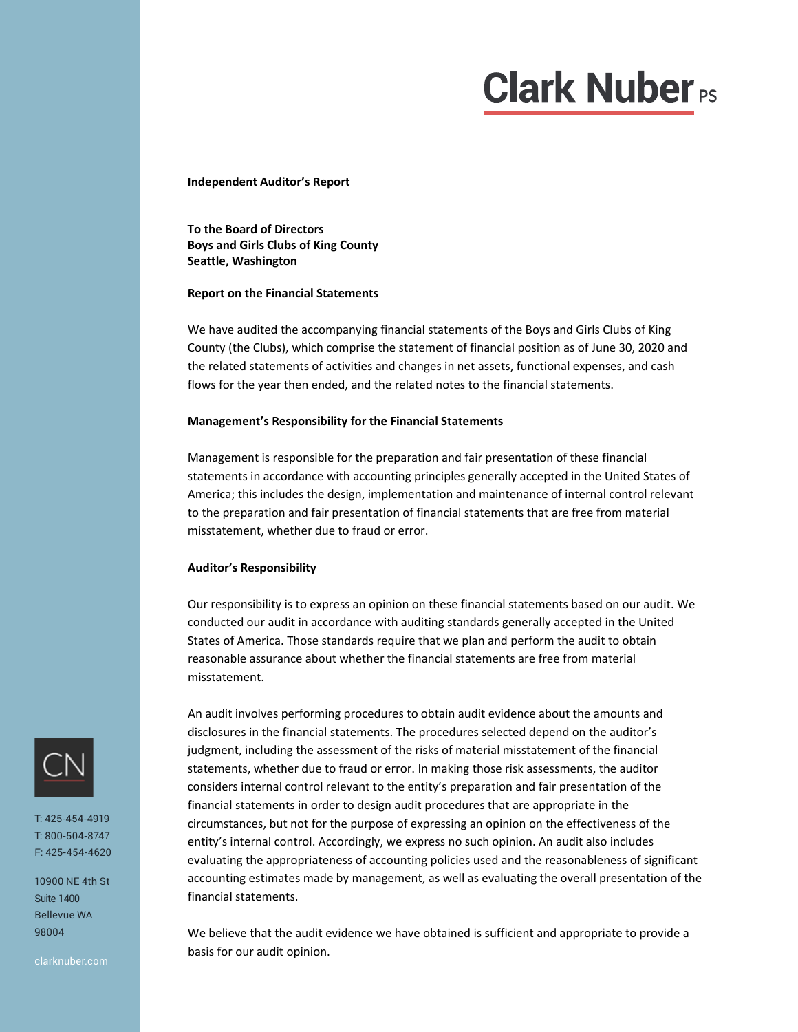**Independent Auditor's Report**

**To the Board of Directors**
**Boys and Girls Clubs of King County**
**Seattle, Washington**

**Report on the Financial Statements**

We have audited the accompanying financial statements of the Boys and Girls Clubs of King County (the Clubs), which comprise the statement of financial position as of June 30, 2020 and the related statements of activities and changes in net assets, functional expenses, and cash flows for the year then ended, and the related notes to the financial statements.

**Management's Responsibility for the Financial Statements**

Management is responsible for the preparation and fair presentation of these financial statements in accordance with accounting principles generally accepted in the United States of America; this includes the design, implementation and maintenance of internal control relevant to the preparation and fair presentation of financial statements that are free from material misstatement, whether due to fraud or error.

**Auditor's Responsibility**

Our responsibility is to express an opinion on these financial statements based on our audit. We conducted our audit in accordance with auditing standards generally accepted in the United States of America. Those standards require that we plan and perform the audit to obtain reasonable assurance about whether the financial statements are free from material misstatement.

An audit involves performing procedures to obtain audit evidence about the amounts and disclosures in the financial statements. The procedures selected depend on the auditor's judgment, including the assessment of the risks of material misstatement of the financial statements, whether due to fraud or error. In making those risk assessments, the auditor considers internal control relevant to the entity's preparation and fair presentation of the financial statements in order to design audit procedures that are appropriate in the circumstances, but not for the purpose of expressing an opinion on the effectiveness of the entity's internal control. Accordingly, we express no such opinion. An audit also includes evaluating the appropriateness of accounting policies used and the reasonableness of significant accounting estimates made by management, as well as evaluating the overall presentation of the financial statements.

We believe that the audit evidence we have obtained is sufficient and appropriate to provide a basis for our audit opinion.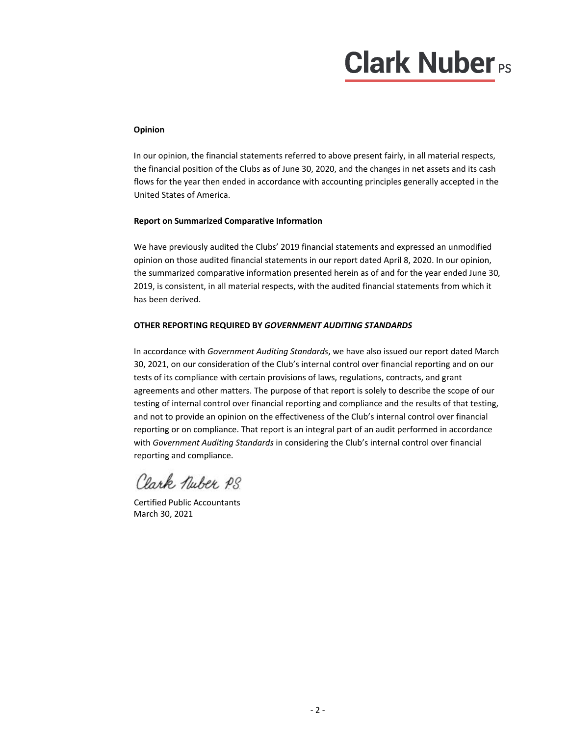**Clark Nuber PS**

**Opinion**

In our opinion, the financial statements referred to above present fairly, in all material respects, the financial position of the Clubs as of June 30, 2020, and the changes in net assets and its cash flows for the year then ended in accordance with accounting principles generally accepted in the United States of America.

**Report on Summarized Comparative Information**

We have previously audited the Clubs' 2019 financial statements and expressed an unmodified opinion on those audited financial statements in our report dated April 8, 2020. In our opinion, the summarized comparative information presented herein as of and for the year ended June 30, 2019, is consistent, in all material respects, with the audited financial statements from which it has been derived.

**OTHER REPORTING REQUIRED BY *GOVERNMENT AUDITING STANDARDS***

In accordance with *Government Auditing Standards*, we have also issued our report dated March 30, 2021, on our consideration of the Club's internal control over financial reporting and on our tests of its compliance with certain provisions of laws, regulations, contracts, and grant agreements and other matters. The purpose of that report is solely to describe the scope of our testing of internal control over financial reporting and compliance and the results of that testing, and not to provide an opinion on the effectiveness of the Club's internal control over financial reporting or on compliance. That report is an integral part of an audit performed in accordance with *Government Auditing Standards* in considering the Club's internal control over financial reporting and compliance.

Clark Nuber P.S.

Certified Public Accountants
March 30, 2021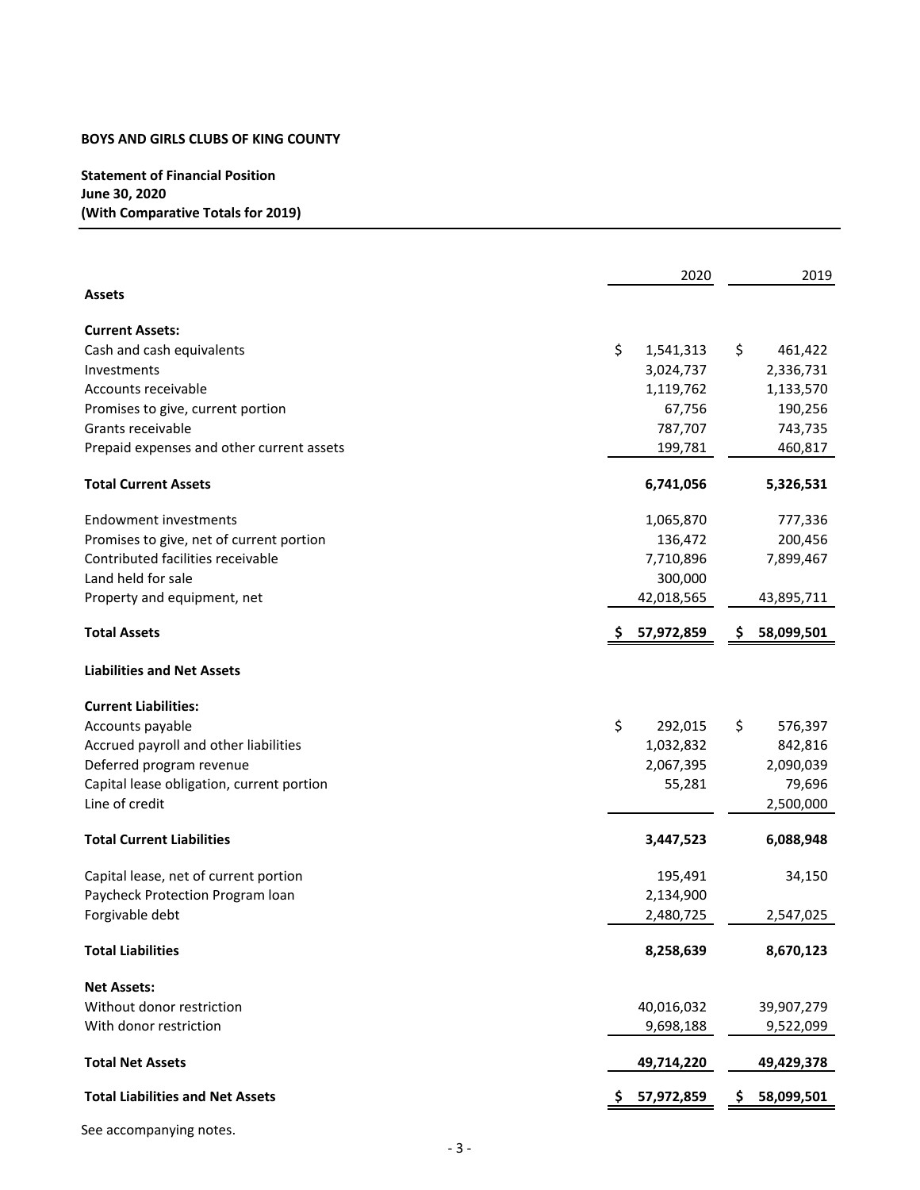**BOYS AND GIRLS CLUBS OF KING COUNTY**

**Statement of Financial Position**
**June 30, 2020**
**(With Comparative Totals for 2019)**

| | 2020 | 2019 |
|---|---|---|
| **Assets** | | |
| **Current Assets:** | | |
| Cash and cash equivalents | $ 1,541,313 | $ 461,422 |
| Investments | 3,024,737 | 2,336,731 |
| Accounts receivable | 1,119,762 | 1,133,570 |
| Promises to give, current portion | 67,756 | 190,256 |
| Grants receivable | 787,707 | 743,735 |
| Prepaid expenses and other current assets | 199,781 | 460,817 |
| **Total Current Assets** | **6,741,056** | **5,326,531** |
| Endowment investments | 1,065,870 | 777,336 |
| Promises to give, net of current portion | 136,472 | 200,456 |
| Contributed facilities receivable | 7,710,896 | 7,899,467 |
| Land held for sale | 300,000 | |
| Property and equipment, net | 42,018,565 | 43,895,711 |
| **Total Assets** | **$ 57,972,859** | **$ 58,099,501** |
| **Liabilities and Net Assets** | | |
| **Current Liabilities:** | | |
| Accounts payable | $ 292,015 | $ 576,397 |
| Accrued payroll and other liabilities | 1,032,832 | 842,816 |
| Deferred program revenue | 2,067,395 | 2,090,039 |
| Capital lease obligation, current portion | 55,281 | 79,696 |
| Line of credit | | 2,500,000 |
| **Total Current Liabilities** | **3,447,523** | **6,088,948** |
| Capital lease, net of current portion | 195,491 | 34,150 |
| Paycheck Protection Program loan | 2,134,900 | |
| Forgivable debt | 2,480,725 | 2,547,025 |
| **Total Liabilities** | **8,258,639** | **8,670,123** |
| **Net Assets:** | | |
| Without donor restriction | 40,016,032 | 39,907,279 |
| With donor restriction | 9,698,188 | 9,522,099 |
| **Total Net Assets** | **49,714,220** | **49,429,378** |
| **Total Liabilities and Net Assets** | **$ 57,972,859** | **$ 58,099,501** |

See accompanying notes.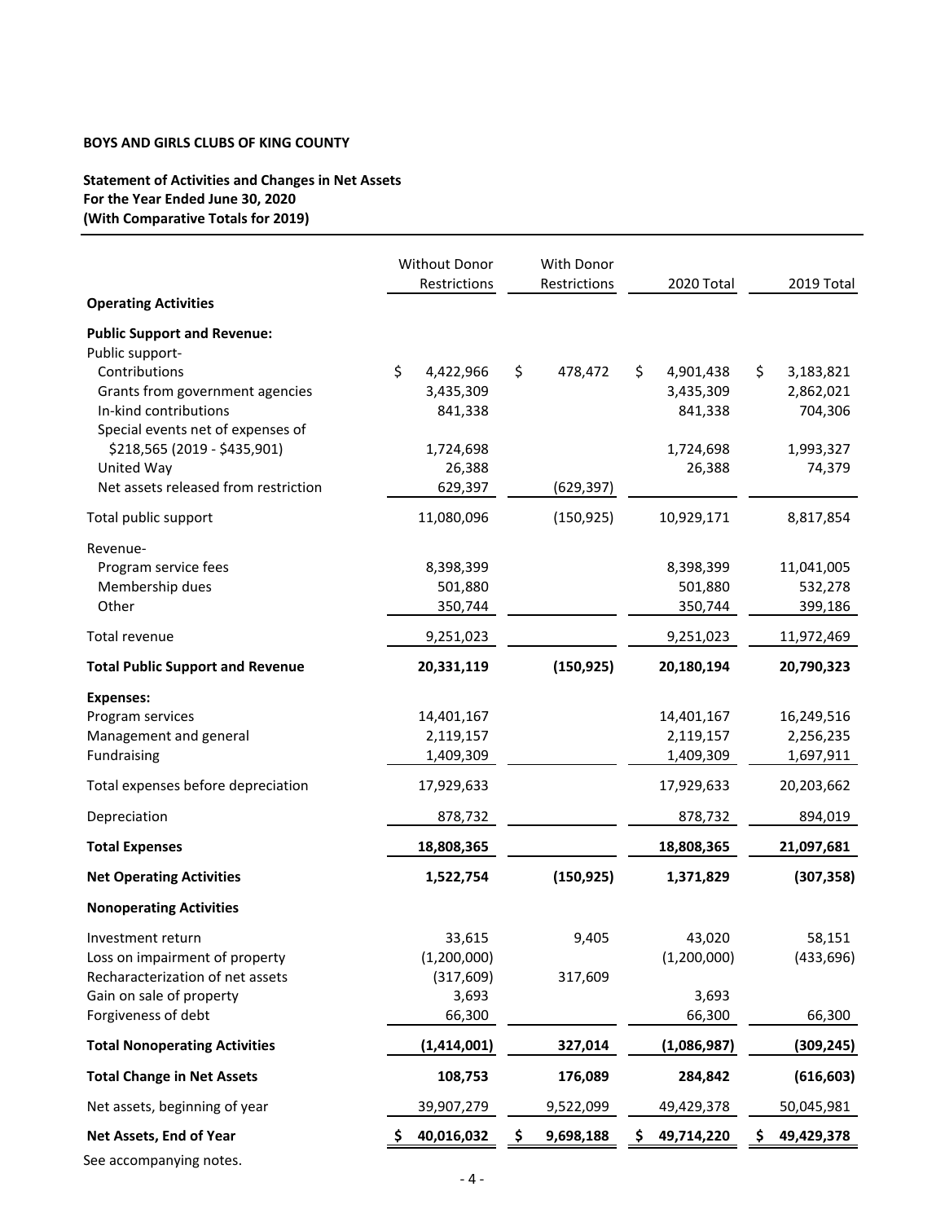**BOYS AND GIRLS CLUBS OF KING COUNTY**

**Statement of Activities and Changes in Net Assets**
**For the Year Ended June 30, 2020**
**(With Comparative Totals for 2019)**

| | Without Donor Restrictions | With Donor Restrictions | 2020 Total | 2019 Total |
|---|---|---|---|---|
| **Operating Activities** | | | | |
| **Public Support and Revenue:** | | | | |
| Public support- | | | | |
| Contributions | $ 4,422,966 | $ 478,472 | $ 4,901,438 | $ 3,183,821 |
| Grants from government agencies | 3,435,309 | | 3,435,309 | 2,862,021 |
| In-kind contributions | 841,338 | | 841,338 | 704,306 |
| Special events net of expenses of $218,565 (2019 - $435,901) | 1,724,698 | | 1,724,698 | 1,993,327 |
| United Way | 26,388 | | 26,388 | 74,379 |
| Net assets released from restriction | 629,397 | (629,397) | | |
| Total public support | 11,080,096 | (150,925) | 10,929,171 | 8,817,854 |
| Revenue- | | | | |
| Program service fees | 8,398,399 | | 8,398,399 | 11,041,005 |
| Membership dues | 501,880 | | 501,880 | 532,278 |
| Other | 350,744 | | 350,744 | 399,186 |
| Total revenue | 9,251,023 | | 9,251,023 | 11,972,469 |
| **Total Public Support and Revenue** | **20,331,119** | **(150,925)** | **20,180,194** | **20,790,323** |
| **Expenses:** | | | | |
| Program services | 14,401,167 | | 14,401,167 | 16,249,516 |
| Management and general | 2,119,157 | | 2,119,157 | 2,256,235 |
| Fundraising | 1,409,309 | | 1,409,309 | 1,697,911 |
| Total expenses before depreciation | 17,929,633 | | 17,929,633 | 20,203,662 |
| Depreciation | 878,732 | | 878,732 | 894,019 |
| **Total Expenses** | **18,808,365** | | **18,808,365** | **21,097,681** |
| **Net Operating Activities** | **1,522,754** | **(150,925)** | **1,371,829** | **(307,358)** |
| **Nonoperating Activities** | | | | |
| Investment return | 33,615 | 9,405 | 43,020 | 58,151 |
| Loss on impairment of property | (1,200,000) | | (1,200,000) | (433,696) |
| Recharacterization of net assets | (317,609) | 317,609 | | |
| Gain on sale of property | 3,693 | | 3,693 | |
| Forgiveness of debt | 66,300 | | 66,300 | 66,300 |
| **Total Nonoperating Activities** | **(1,414,001)** | **327,014** | **(1,086,987)** | **(309,245)** |
| **Total Change in Net Assets** | **108,753** | **176,089** | **284,842** | **(616,603)** |
| Net assets, beginning of year | 39,907,279 | 9,522,099 | 49,429,378 | 50,045,981 |
| **Net Assets, End of Year** | **$ 40,016,032** | **$ 9,698,188** | **$ 49,714,220** | **$ 49,429,378** |

See accompanying notes.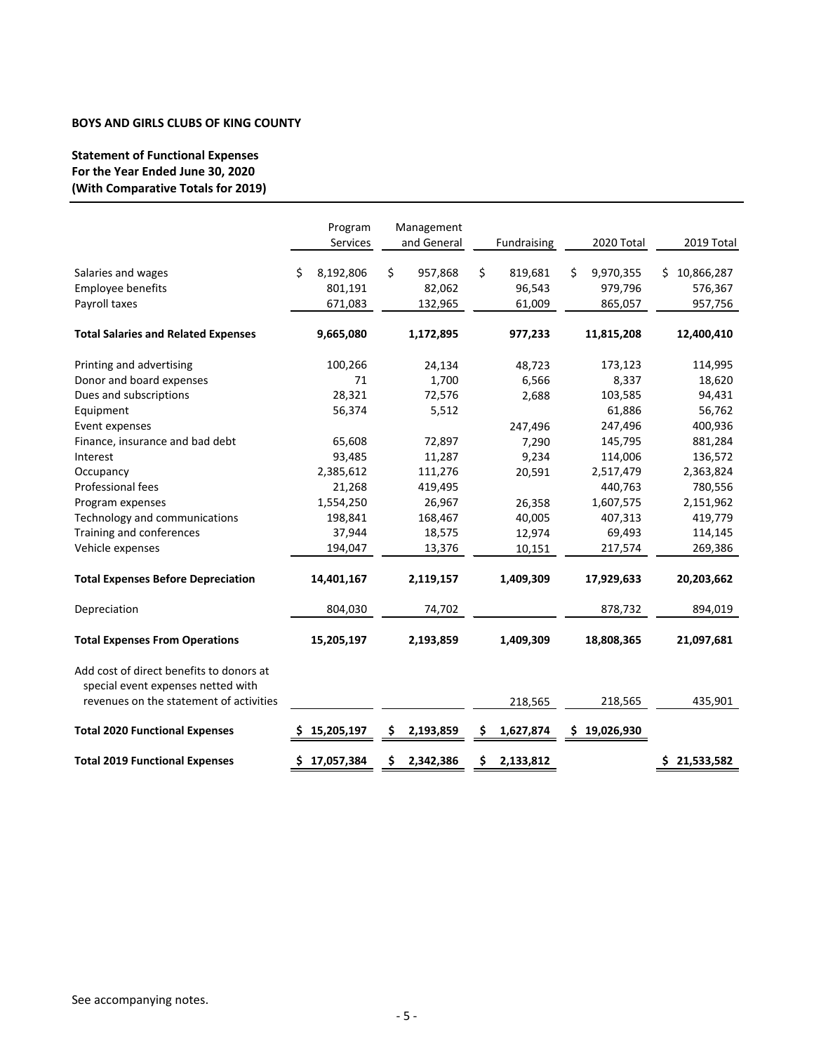**BOYS AND GIRLS CLUBS OF KING COUNTY**

**Statement of Functional Expenses**
**For the Year Ended June 30, 2020**
**(With Comparative Totals for 2019)**

| | Program Services | Management and General | Fundraising | 2020 Total | 2019 Total |
|---|---|---|---|---|---|
| Salaries and wages | $ 8,192,806 | $ 957,868 | $ 819,681 | $ 9,970,355 | $ 10,866,287 |
| Employee benefits | 801,191 | 82,062 | 96,543 | 979,796 | 576,367 |
| Payroll taxes | 671,083 | 132,965 | 61,009 | 865,057 | 957,756 |
| **Total Salaries and Related Expenses** | **9,665,080** | **1,172,895** | **977,233** | **11,815,208** | **12,400,410** |
| Printing and advertising | 100,266 | 24,134 | 48,723 | 173,123 | 114,995 |
| Donor and board expenses | 71 | 1,700 | 6,566 | 8,337 | 18,620 |
| Dues and subscriptions | 28,321 | 72,576 | 2,688 | 103,585 | 94,431 |
| Equipment | 56,374 | 5,512 | | 61,886 | 56,762 |
| Event expenses | | | 247,496 | 247,496 | 400,936 |
| Finance, insurance and bad debt | 65,608 | 72,897 | 7,290 | 145,795 | 881,284 |
| Interest | 93,485 | 11,287 | 9,234 | 114,006 | 136,572 |
| Occupancy | 2,385,612 | 111,276 | 20,591 | 2,517,479 | 2,363,824 |
| Professional fees | 21,268 | 419,495 | | 440,763 | 780,556 |
| Program expenses | 1,554,250 | 26,967 | 26,358 | 1,607,575 | 2,151,962 |
| Technology and communications | 198,841 | 168,467 | 40,005 | 407,313 | 419,779 |
| Training and conferences | 37,944 | 18,575 | 12,974 | 69,493 | 114,145 |
| Vehicle expenses | 194,047 | 13,376 | 10,151 | 217,574 | 269,386 |
| **Total Expenses Before Depreciation** | **14,401,167** | **2,119,157** | **1,409,309** | **17,929,633** | **20,203,662** |
| Depreciation | 804,030 | 74,702 | | 878,732 | 894,019 |
| **Total Expenses From Operations** | **15,205,197** | **2,193,859** | **1,409,309** | **18,808,365** | **21,097,681** |
| Add cost of direct benefits to donors at special event expenses netted with revenues on the statement of activities | | | 218,565 | 218,565 | 435,901 |
| **Total 2020 Functional Expenses** | **$ 15,205,197** | **$ 2,193,859** | **$ 1,627,874** | **$ 19,026,930** | |
| **Total 2019 Functional Expenses** | **$ 17,057,384** | **$ 2,342,386** | **$ 2,133,812** | | **$ 21,533,582** |

See accompanying notes.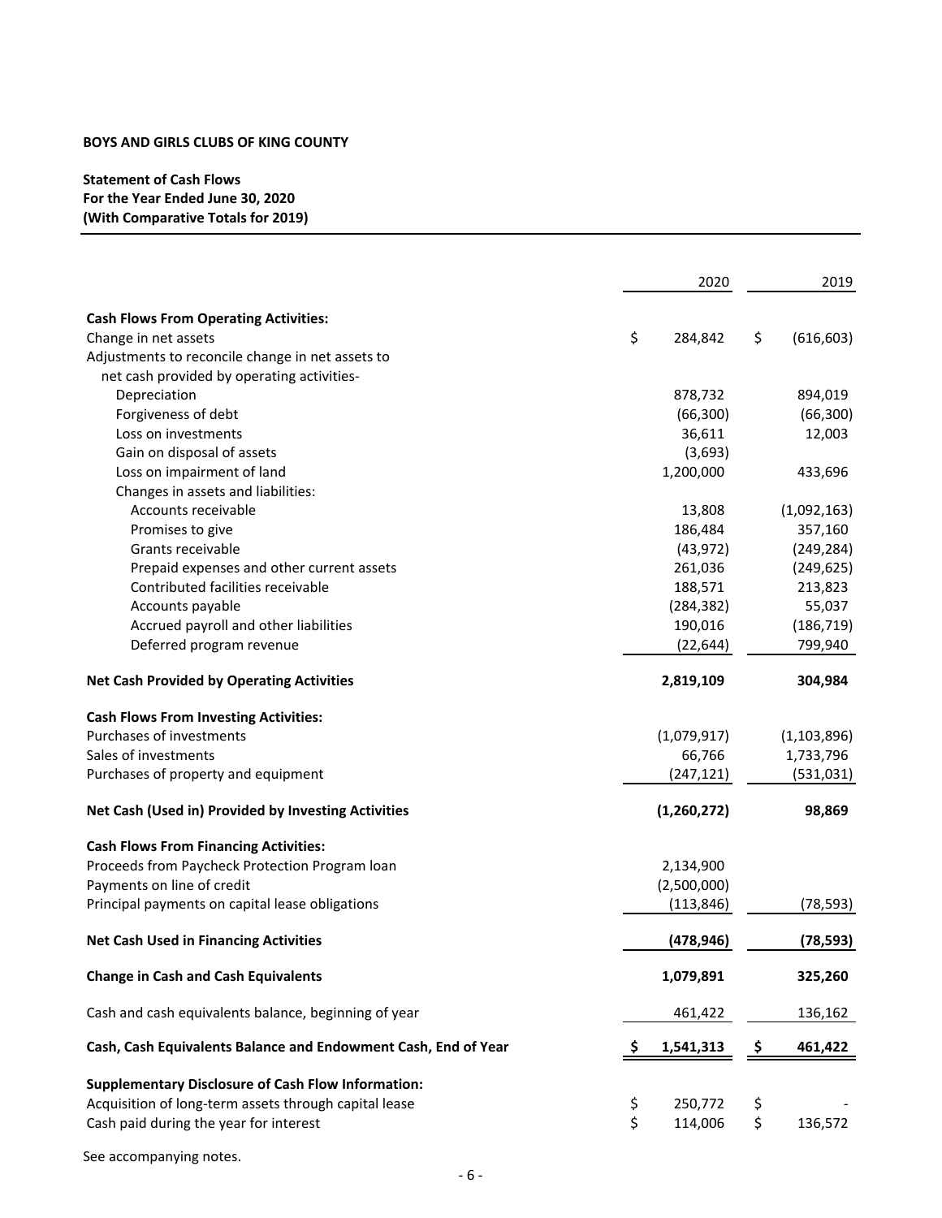**BOYS AND GIRLS CLUBS OF KING COUNTY**

**Statement of Cash Flows**
**For the Year Ended June 30, 2020**
**(With Comparative Totals for 2019)**

| | 2020 | 2019 |
|---|---|---|
| **Cash Flows From Operating Activities:** | | |
| Change in net assets | $ 284,842 | $ (616,603) |
| Adjustments to reconcile change in net assets to net cash provided by operating activities- | | |
| Depreciation | 878,732 | 894,019 |
| Forgiveness of debt | (66,300) | (66,300) |
| Loss on investments | 36,611 | 12,003 |
| Gain on disposal of assets | (3,693) | |
| Loss on impairment of land | 1,200,000 | 433,696 |
| Changes in assets and liabilities: | | |
| Accounts receivable | 13,808 | (1,092,163) |
| Promises to give | 186,484 | 357,160 |
| Grants receivable | (43,972) | (249,284) |
| Prepaid expenses and other current assets | 261,036 | (249,625) |
| Contributed facilities receivable | 188,571 | 213,823 |
| Accounts payable | (284,382) | 55,037 |
| Accrued payroll and other liabilities | 190,016 | (186,719) |
| Deferred program revenue | (22,644) | 799,940 |
| **Net Cash Provided by Operating Activities** | **2,819,109** | **304,984** |
| **Cash Flows From Investing Activities:** | | |
| Purchases of investments | (1,079,917) | (1,103,896) |
| Sales of investments | 66,766 | 1,733,796 |
| Purchases of property and equipment | (247,121) | (531,031) |
| **Net Cash (Used in) Provided by Investing Activities** | **(1,260,272)** | **98,869** |
| **Cash Flows From Financing Activities:** | | |
| Proceeds from Paycheck Protection Program loan | 2,134,900 | |
| Payments on line of credit | (2,500,000) | |
| Principal payments on capital lease obligations | (113,846) | (78,593) |
| **Net Cash Used in Financing Activities** | **(478,946)** | **(78,593)** |
| **Change in Cash and Cash Equivalents** | **1,079,891** | **325,260** |
| Cash and cash equivalents balance, beginning of year | 461,422 | 136,162 |
| **Cash, Cash Equivalents Balance and Endowment Cash, End of Year** | **$ 1,541,313** | **$ 461,422** |
| **Supplementary Disclosure of Cash Flow Information:** | | |
| Acquisition of long-term assets through capital lease | $ 250,772 | $ - |
| Cash paid during the year for interest | $ 114,006 | $ 136,572 |

See accompanying notes.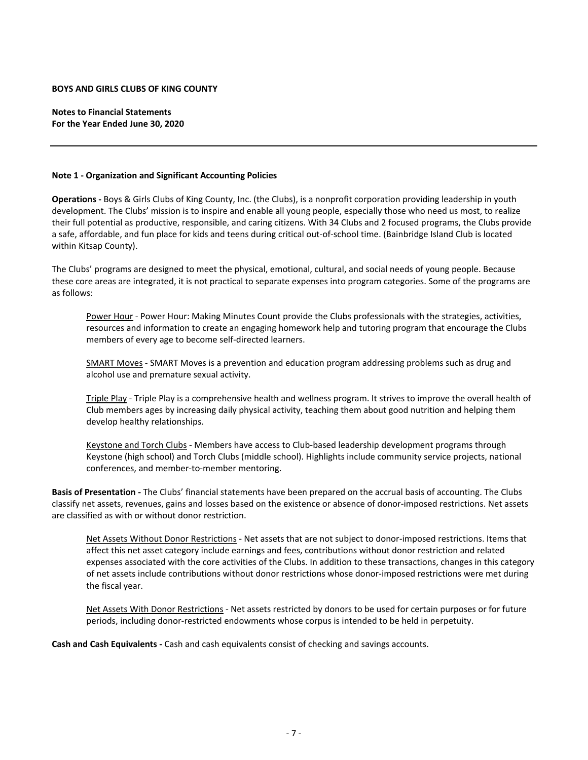**BOYS AND GIRLS CLUBS OF KING COUNTY**

**Notes to Financial Statements**
**For the Year Ended June 30, 2020**

**Note 1 - Organization and Significant Accounting Policies**

**Operations -** Boys & Girls Clubs of King County, Inc. (the Clubs), is a nonprofit corporation providing leadership in youth development. The Clubs' mission is to inspire and enable all young people, especially those who need us most, to realize their full potential as productive, responsible, and caring citizens. With 34 Clubs and 2 focused programs, the Clubs provide a safe, affordable, and fun place for kids and teens during critical out-of-school time. (Bainbridge Island Club is located within Kitsap County).

The Clubs' programs are designed to meet the physical, emotional, cultural, and social needs of young people. Because these core areas are integrated, it is not practical to separate expenses into program categories. Some of the programs are as follows:

Power Hour - Power Hour: Making Minutes Count provide the Clubs professionals with the strategies, activities, resources and information to create an engaging homework help and tutoring program that encourage the Clubs members of every age to become self-directed learners.

SMART Moves - SMART Moves is a prevention and education program addressing problems such as drug and alcohol use and premature sexual activity.

Triple Play - Triple Play is a comprehensive health and wellness program. It strives to improve the overall health of Club members ages by increasing daily physical activity, teaching them about good nutrition and helping them develop healthy relationships.

Keystone and Torch Clubs - Members have access to Club-based leadership development programs through Keystone (high school) and Torch Clubs (middle school). Highlights include community service projects, national conferences, and member-to-member mentoring.

**Basis of Presentation -** The Clubs' financial statements have been prepared on the accrual basis of accounting. The Clubs classify net assets, revenues, gains and losses based on the existence or absence of donor-imposed restrictions. Net assets are classified as with or without donor restriction.

Net Assets Without Donor Restrictions - Net assets that are not subject to donor-imposed restrictions. Items that affect this net asset category include earnings and fees, contributions without donor restriction and related expenses associated with the core activities of the Clubs. In addition to these transactions, changes in this category of net assets include contributions without donor restrictions whose donor-imposed restrictions were met during the fiscal year.

Net Assets With Donor Restrictions - Net assets restricted by donors to be used for certain purposes or for future periods, including donor-restricted endowments whose corpus is intended to be held in perpetuity.

**Cash and Cash Equivalents -** Cash and cash equivalents consist of checking and savings accounts.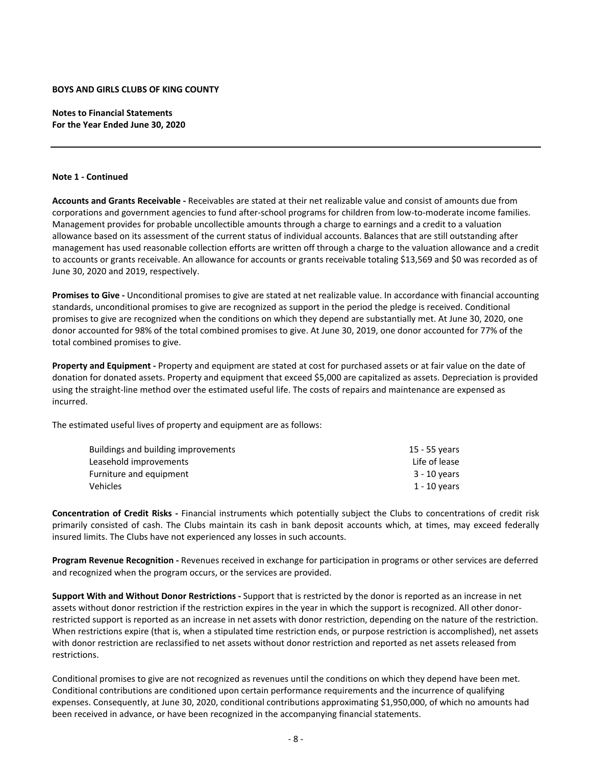**BOYS AND GIRLS CLUBS OF KING COUNTY**

**Notes to Financial Statements**
**For the Year Ended June 30, 2020**

**Note 1 - Continued**

**Accounts and Grants Receivable -** Receivables are stated at their net realizable value and consist of amounts due from corporations and government agencies to fund after-school programs for children from low-to-moderate income families. Management provides for probable uncollectible amounts through a charge to earnings and a credit to a valuation allowance based on its assessment of the current status of individual accounts. Balances that are still outstanding after management has used reasonable collection efforts are written off through a charge to the valuation allowance and a credit to accounts or grants receivable. An allowance for accounts or grants receivable totaling $13,569 and $0 was recorded as of June 30, 2020 and 2019, respectively.

**Promises to Give -** Unconditional promises to give are stated at net realizable value. In accordance with financial accounting standards, unconditional promises to give are recognized as support in the period the pledge is received. Conditional promises to give are recognized when the conditions on which they depend are substantially met. At June 30, 2020, one donor accounted for 98% of the total combined promises to give. At June 30, 2019, one donor accounted for 77% of the total combined promises to give.

**Property and Equipment -** Property and equipment are stated at cost for purchased assets or at fair value on the date of donation for donated assets. Property and equipment that exceed $5,000 are capitalized as assets. Depreciation is provided using the straight-line method over the estimated useful life. The costs of repairs and maintenance are expensed as incurred.

The estimated useful lives of property and equipment are as follows:

| | |
|---|---|
| Buildings and building improvements | 15 - 55 years |
| Leasehold improvements | Life of lease |
| Furniture and equipment | 3 - 10 years |
| Vehicles | 1 - 10 years |

**Concentration of Credit Risks -** Financial instruments which potentially subject the Clubs to concentrations of credit risk primarily consisted of cash. The Clubs maintain its cash in bank deposit accounts which, at times, may exceed federally insured limits. The Clubs have not experienced any losses in such accounts.

**Program Revenue Recognition -** Revenues received in exchange for participation in programs or other services are deferred and recognized when the program occurs, or the services are provided.

**Support With and Without Donor Restrictions -** Support that is restricted by the donor is reported as an increase in net assets without donor restriction if the restriction expires in the year in which the support is recognized. All other donor-restricted support is reported as an increase in net assets with donor restriction, depending on the nature of the restriction. When restrictions expire (that is, when a stipulated time restriction ends, or purpose restriction is accomplished), net assets with donor restriction are reclassified to net assets without donor restriction and reported as net assets released from restrictions.

Conditional promises to give are not recognized as revenues until the conditions on which they depend have been met. Conditional contributions are conditioned upon certain performance requirements and the incurrence of qualifying expenses. Consequently, at June 30, 2020, conditional contributions approximating $1,950,000, of which no amounts had been received in advance, or have been recognized in the accompanying financial statements.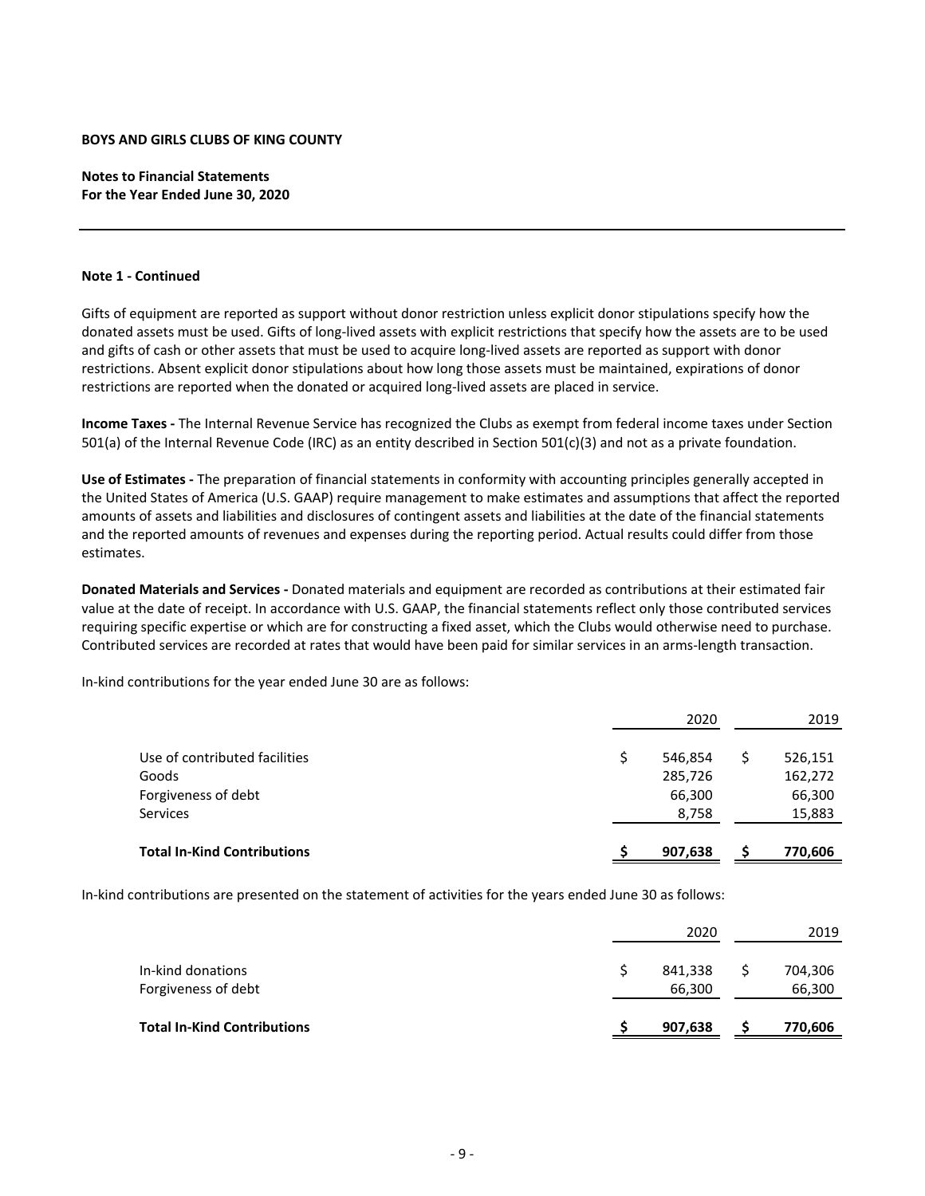**BOYS AND GIRLS CLUBS OF KING COUNTY**

**Notes to Financial Statements**
**For the Year Ended June 30, 2020**

**Note 1 - Continued**

Gifts of equipment are reported as support without donor restriction unless explicit donor stipulations specify how the donated assets must be used. Gifts of long-lived assets with explicit restrictions that specify how the assets are to be used and gifts of cash or other assets that must be used to acquire long-lived assets are reported as support with donor restrictions. Absent explicit donor stipulations about how long those assets must be maintained, expirations of donor restrictions are reported when the donated or acquired long-lived assets are placed in service.

**Income Taxes -** The Internal Revenue Service has recognized the Clubs as exempt from federal income taxes under Section 501(a) of the Internal Revenue Code (IRC) as an entity described in Section 501(c)(3) and not as a private foundation.

**Use of Estimates -** The preparation of financial statements in conformity with accounting principles generally accepted in the United States of America (U.S. GAAP) require management to make estimates and assumptions that affect the reported amounts of assets and liabilities and disclosures of contingent assets and liabilities at the date of the financial statements and the reported amounts of revenues and expenses during the reporting period. Actual results could differ from those estimates.

**Donated Materials and Services -** Donated materials and equipment are recorded as contributions at their estimated fair value at the date of receipt. In accordance with U.S. GAAP, the financial statements reflect only those contributed services requiring specific expertise or which are for constructing a fixed asset, which the Clubs would otherwise need to purchase. Contributed services are recorded at rates that would have been paid for similar services in an arms-length transaction.

In-kind contributions for the year ended June 30 are as follows:

| | 2020 | 2019 |
|---|---|---|
| Use of contributed facilities | $ 546,854 | $ 526,151 |
| Goods | 285,726 | 162,272 |
| Forgiveness of debt | 66,300 | 66,300 |
| Services | 8,758 | 15,883 |
| **Total In-Kind Contributions** | **$ 907,638** | **$ 770,606** |

In-kind contributions are presented on the statement of activities for the years ended June 30 as follows:

| | 2020 | 2019 |
|---|---|---|
| In-kind donations | $ 841,338 | $ 704,306 |
| Forgiveness of debt | 66,300 | 66,300 |
| **Total In-Kind Contributions** | **$ 907,638** | **$ 770,606** |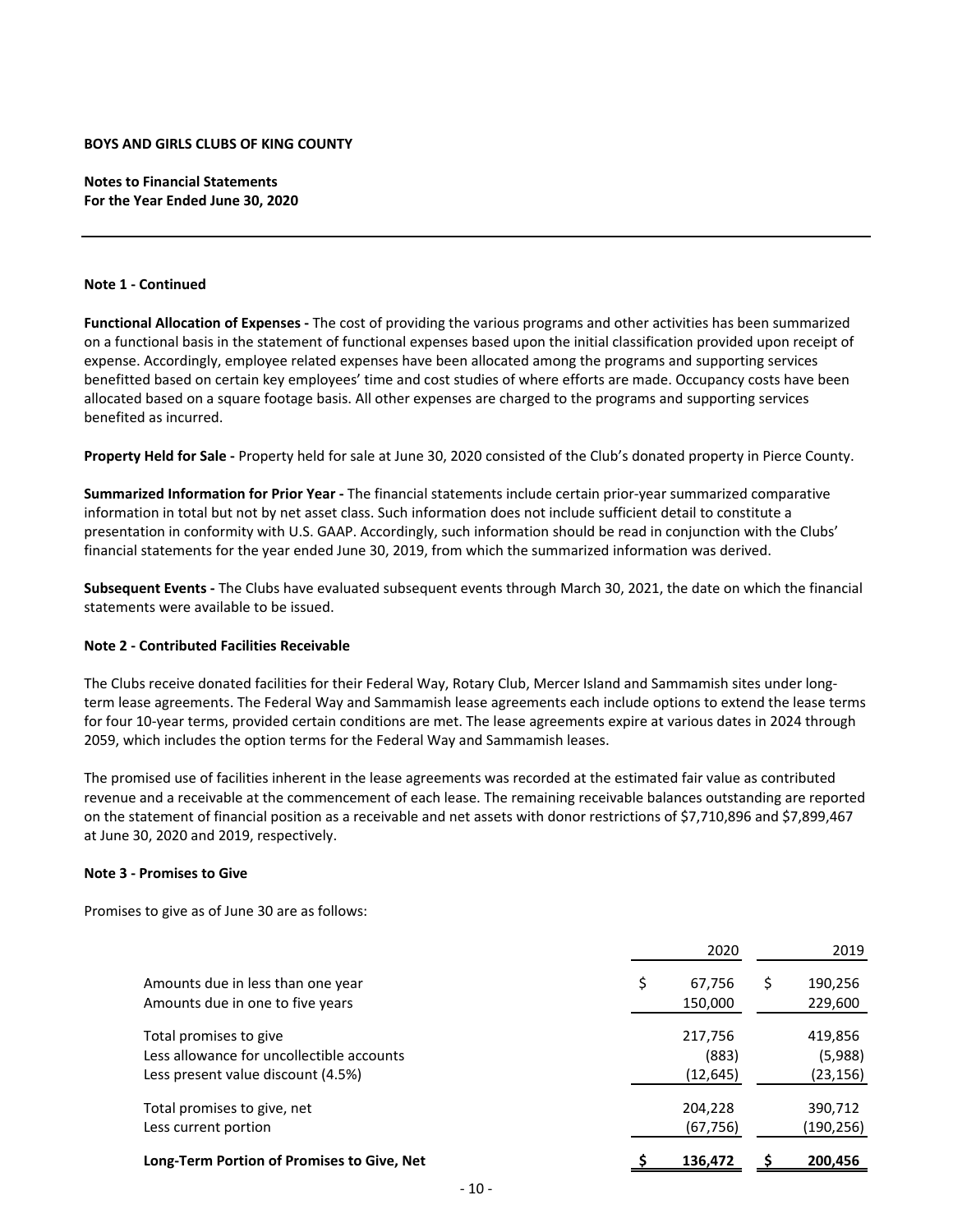**BOYS AND GIRLS CLUBS OF KING COUNTY**

**Notes to Financial Statements**
**For the Year Ended June 30, 2020**

**Note 1 - Continued**

**Functional Allocation of Expenses -** The cost of providing the various programs and other activities has been summarized on a functional basis in the statement of functional expenses based upon the initial classification provided upon receipt of expense. Accordingly, employee related expenses have been allocated among the programs and supporting services benefitted based on certain key employees' time and cost studies of where efforts are made. Occupancy costs have been allocated based on a square footage basis. All other expenses are charged to the programs and supporting services benefited as incurred.

**Property Held for Sale -** Property held for sale at June 30, 2020 consisted of the Club's donated property in Pierce County.

**Summarized Information for Prior Year -** The financial statements include certain prior-year summarized comparative information in total but not by net asset class. Such information does not include sufficient detail to constitute a presentation in conformity with U.S. GAAP. Accordingly, such information should be read in conjunction with the Clubs' financial statements for the year ended June 30, 2019, from which the summarized information was derived.

**Subsequent Events -** The Clubs have evaluated subsequent events through March 30, 2021, the date on which the financial statements were available to be issued.

**Note 2 - Contributed Facilities Receivable**

The Clubs receive donated facilities for their Federal Way, Rotary Club, Mercer Island and Sammamish sites under long-term lease agreements. The Federal Way and Sammamish lease agreements each include options to extend the lease terms for four 10-year terms, provided certain conditions are met. The lease agreements expire at various dates in 2024 through 2059, which includes the option terms for the Federal Way and Sammamish leases.

The promised use of facilities inherent in the lease agreements was recorded at the estimated fair value as contributed revenue and a receivable at the commencement of each lease. The remaining receivable balances outstanding are reported on the statement of financial position as a receivable and net assets with donor restrictions of $7,710,896 and $7,899,467 at June 30, 2020 and 2019, respectively.

**Note 3 - Promises to Give**

Promises to give as of June 30 are as follows:

| | 2020 | 2019 |
|---|---|---|
| Amounts due in less than one year | $ 67,756 | $ 190,256 |
| Amounts due in one to five years | 150,000 | 229,600 |
| Total promises to give | 217,756 | 419,856 |
| Less allowance for uncollectible accounts | (883) | (5,988) |
| Less present value discount (4.5%) | (12,645) | (23,156) |
| Total promises to give, net | 204,228 | 390,712 |
| Less current portion | (67,756) | (190,256) |
| **Long-Term Portion of Promises to Give, Net** | **$ 136,472** | **$ 200,456** |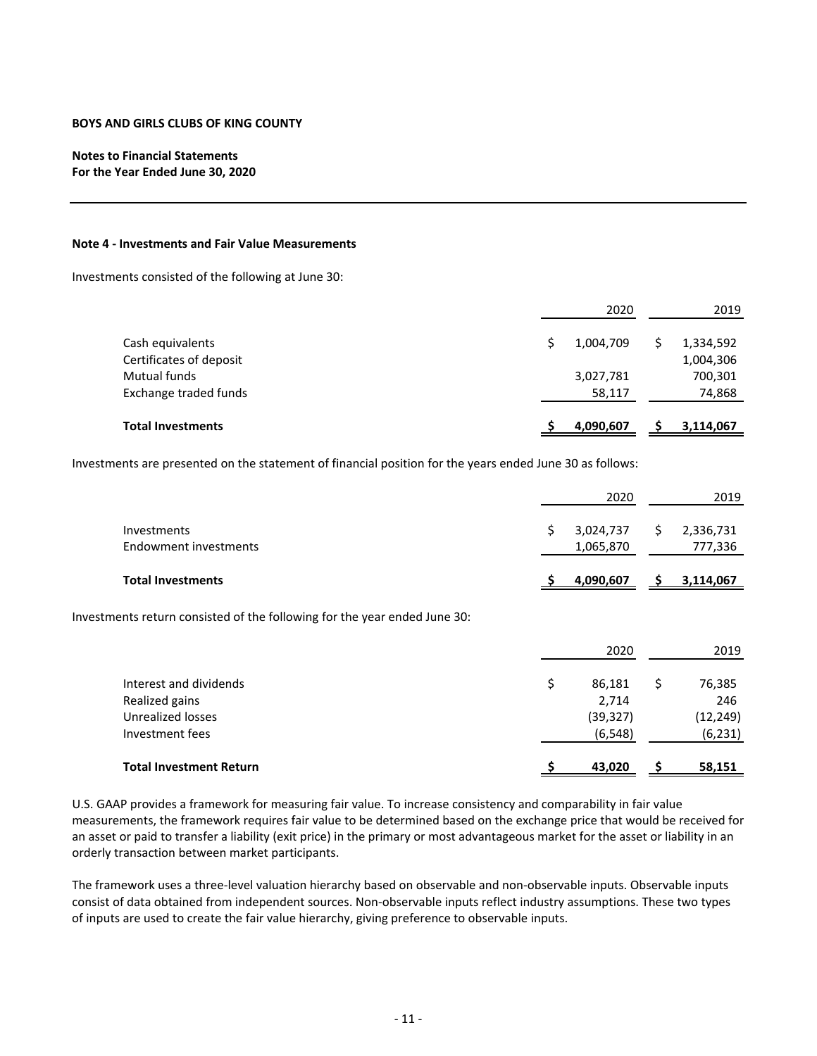**BOYS AND GIRLS CLUBS OF KING COUNTY**

**Notes to Financial Statements**
**For the Year Ended June 30, 2020**

**Note 4 - Investments and Fair Value Measurements**

Investments consisted of the following at June 30:

| | 2020 | 2019 |
|---|---|---|
| Cash equivalents | $ 1,004,709 | $ 1,334,592 |
| Certificates of deposit | | 1,004,306 |
| Mutual funds | 3,027,781 | 700,301 |
| Exchange traded funds | 58,117 | 74,868 |
| **Total Investments** | **$ 4,090,607** | **$ 3,114,067** |

Investments are presented on the statement of financial position for the years ended June 30 as follows:

| | 2020 | 2019 |
|---|---|---|
| Investments | $ 3,024,737 | $ 2,336,731 |
| Endowment investments | 1,065,870 | 777,336 |
| **Total Investments** | **$ 4,090,607** | **$ 3,114,067** |

Investments return consisted of the following for the year ended June 30:

| | 2020 | 2019 |
|---|---|---|
| Interest and dividends | $ 86,181 | $ 76,385 |
| Realized gains | 2,714 | 246 |
| Unrealized losses | (39,327) | (12,249) |
| Investment fees | (6,548) | (6,231) |
| **Total Investment Return** | **$ 43,020** | **$ 58,151** |

U.S. GAAP provides a framework for measuring fair value. To increase consistency and comparability in fair value measurements, the framework requires fair value to be determined based on the exchange price that would be received for an asset or paid to transfer a liability (exit price) in the primary or most advantageous market for the asset or liability in an orderly transaction between market participants.

The framework uses a three-level valuation hierarchy based on observable and non-observable inputs. Observable inputs consist of data obtained from independent sources. Non-observable inputs reflect industry assumptions. These two types of inputs are used to create the fair value hierarchy, giving preference to observable inputs.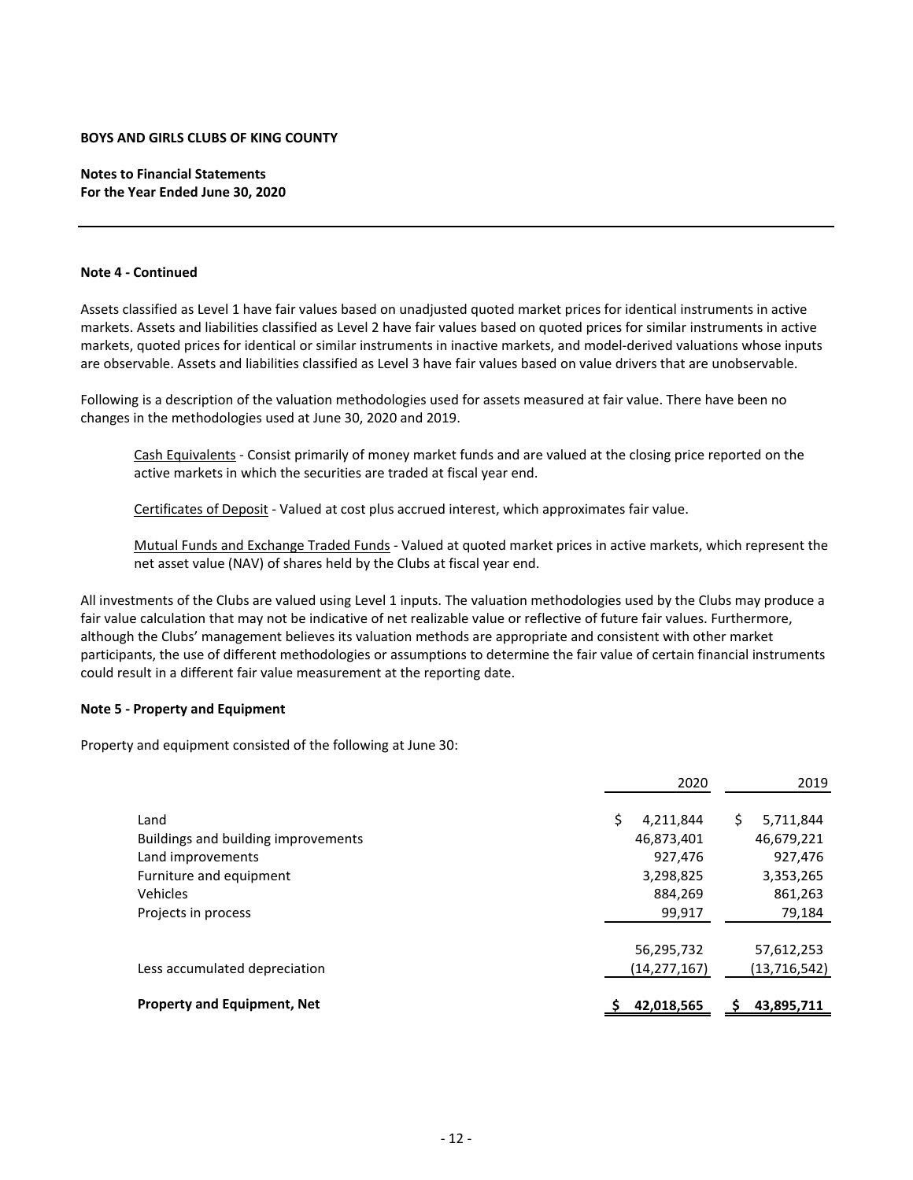**BOYS AND GIRLS CLUBS OF KING COUNTY**

**Notes to Financial Statements**
**For the Year Ended June 30, 2020**

**Note 4 - Continued**

Assets classified as Level 1 have fair values based on unadjusted quoted market prices for identical instruments in active markets. Assets and liabilities classified as Level 2 have fair values based on quoted prices for similar instruments in active markets, quoted prices for identical or similar instruments in inactive markets, and model-derived valuations whose inputs are observable. Assets and liabilities classified as Level 3 have fair values based on value drivers that are unobservable.

Following is a description of the valuation methodologies used for assets measured at fair value. There have been no changes in the methodologies used at June 30, 2020 and 2019.

Cash Equivalents - Consist primarily of money market funds and are valued at the closing price reported on the active markets in which the securities are traded at fiscal year end.

Certificates of Deposit - Valued at cost plus accrued interest, which approximates fair value.

Mutual Funds and Exchange Traded Funds - Valued at quoted market prices in active markets, which represent the net asset value (NAV) of shares held by the Clubs at fiscal year end.

All investments of the Clubs are valued using Level 1 inputs. The valuation methodologies used by the Clubs may produce a fair value calculation that may not be indicative of net realizable value or reflective of future fair values. Furthermore, although the Clubs' management believes its valuation methods are appropriate and consistent with other market participants, the use of different methodologies or assumptions to determine the fair value of certain financial instruments could result in a different fair value measurement at the reporting date.

**Note 5 - Property and Equipment**

Property and equipment consisted of the following at June 30:

| | 2020 | 2019 |
|---|---|---|
| Land | $ 4,211,844 | $ 5,711,844 |
| Buildings and building improvements | 46,873,401 | 46,679,221 |
| Land improvements | 927,476 | 927,476 |
| Furniture and equipment | 3,298,825 | 3,353,265 |
| Vehicles | 884,269 | 861,263 |
| Projects in process | 99,917 | 79,184 |
| | 56,295,732 | 57,612,253 |
| Less accumulated depreciation | (14,277,167) | (13,716,542) |
| **Property and Equipment, Net** | **$ 42,018,565** | **$ 43,895,711** |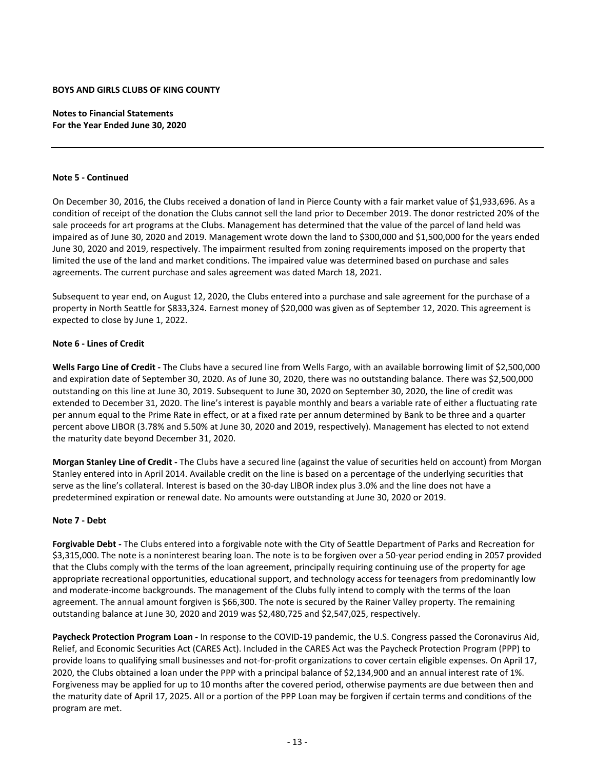**BOYS AND GIRLS CLUBS OF KING COUNTY**

**Notes to Financial Statements**
**For the Year Ended June 30, 2020**

**Note 5 - Continued**

On December 30, 2016, the Clubs received a donation of land in Pierce County with a fair market value of $1,933,696. As a condition of receipt of the donation the Clubs cannot sell the land prior to December 2019. The donor restricted 20% of the sale proceeds for art programs at the Clubs. Management has determined that the value of the parcel of land held was impaired as of June 30, 2020 and 2019. Management wrote down the land to $300,000 and $1,500,000 for the years ended June 30, 2020 and 2019, respectively. The impairment resulted from zoning requirements imposed on the property that limited the use of the land and market conditions. The impaired value was determined based on purchase and sales agreements. The current purchase and sales agreement was dated March 18, 2021.

Subsequent to year end, on August 12, 2020, the Clubs entered into a purchase and sale agreement for the purchase of a property in North Seattle for $833,324. Earnest money of $20,000 was given as of September 12, 2020. This agreement is expected to close by June 1, 2022.

**Note 6 - Lines of Credit**

**Wells Fargo Line of Credit -** The Clubs have a secured line from Wells Fargo, with an available borrowing limit of $2,500,000 and expiration date of September 30, 2020. As of June 30, 2020, there was no outstanding balance. There was $2,500,000 outstanding on this line at June 30, 2019. Subsequent to June 30, 2020 on September 30, 2020, the line of credit was extended to December 31, 2020. The line's interest is payable monthly and bears a variable rate of either a fluctuating rate per annum equal to the Prime Rate in effect, or at a fixed rate per annum determined by Bank to be three and a quarter percent above LIBOR (3.78% and 5.50% at June 30, 2020 and 2019, respectively). Management has elected to not extend the maturity date beyond December 31, 2020.

**Morgan Stanley Line of Credit -** The Clubs have a secured line (against the value of securities held on account) from Morgan Stanley entered into in April 2014. Available credit on the line is based on a percentage of the underlying securities that serve as the line's collateral. Interest is based on the 30-day LIBOR index plus 3.0% and the line does not have a predetermined expiration or renewal date. No amounts were outstanding at June 30, 2020 or 2019.

**Note 7 - Debt**

**Forgivable Debt -** The Clubs entered into a forgivable note with the City of Seattle Department of Parks and Recreation for $3,315,000. The note is a noninterest bearing loan. The note is to be forgiven over a 50-year period ending in 2057 provided that the Clubs comply with the terms of the loan agreement, principally requiring continuing use of the property for age appropriate recreational opportunities, educational support, and technology access for teenagers from predominantly low and moderate-income backgrounds. The management of the Clubs fully intend to comply with the terms of the loan agreement. The annual amount forgiven is $66,300. The note is secured by the Rainer Valley property. The remaining outstanding balance at June 30, 2020 and 2019 was $2,480,725 and $2,547,025, respectively.

**Paycheck Protection Program Loan -** In response to the COVID-19 pandemic, the U.S. Congress passed the Coronavirus Aid, Relief, and Economic Securities Act (CARES Act). Included in the CARES Act was the Paycheck Protection Program (PPP) to provide loans to qualifying small businesses and not-for-profit organizations to cover certain eligible expenses. On April 17, 2020, the Clubs obtained a loan under the PPP with a principal balance of $2,134,900 and an annual interest rate of 1%. Forgiveness may be applied for up to 10 months after the covered period, otherwise payments are due between then and the maturity date of April 17, 2025. All or a portion of the PPP Loan may be forgiven if certain terms and conditions of the program are met.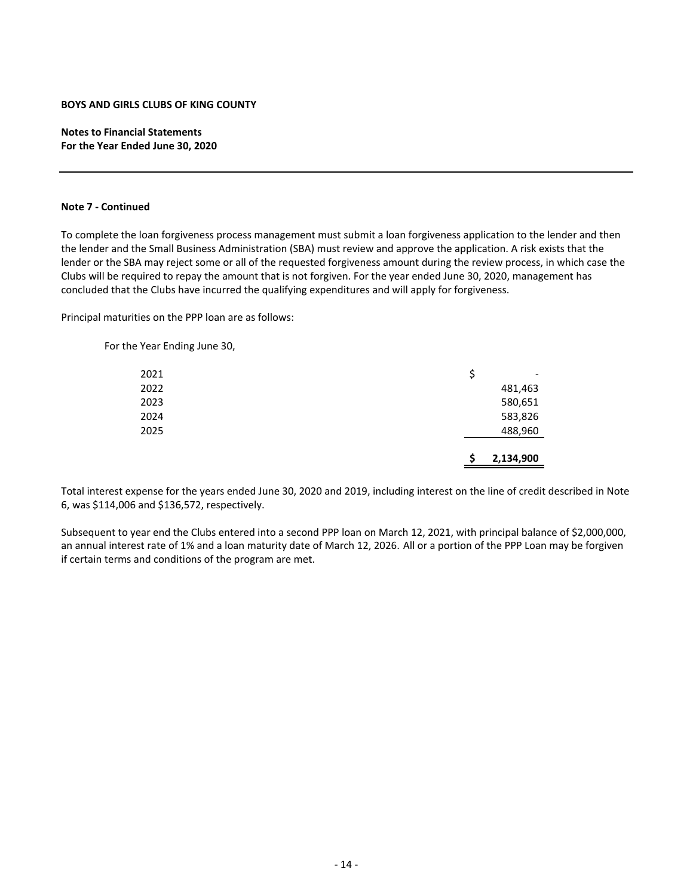**BOYS AND GIRLS CLUBS OF KING COUNTY**

**Notes to Financial Statements**
**For the Year Ended June 30, 2020**

**Note 7 - Continued**

To complete the loan forgiveness process management must submit a loan forgiveness application to the lender and then the lender and the Small Business Administration (SBA) must review and approve the application. A risk exists that the lender or the SBA may reject some or all of the requested forgiveness amount during the review process, in which case the Clubs will be required to repay the amount that is not forgiven. For the year ended June 30, 2020, management has concluded that the Clubs have incurred the qualifying expenditures and will apply for forgiveness.

Principal maturities on the PPP loan are as follows:

| For the Year Ending June 30, | |
|---|---|
| 2021 | $ - |
| 2022 | 481,463 |
| 2023 | 580,651 |
| 2024 | 583,826 |
| 2025 | 488,960 |
| | **$ 2,134,900** |

Total interest expense for the years ended June 30, 2020 and 2019, including interest on the line of credit described in Note 6, was $114,006 and $136,572, respectively.

Subsequent to year end the Clubs entered into a second PPP loan on March 12, 2021, with principal balance of $2,000,000, an annual interest rate of 1% and a loan maturity date of March 12, 2026. All or a portion of the PPP Loan may be forgiven if certain terms and conditions of the program are met.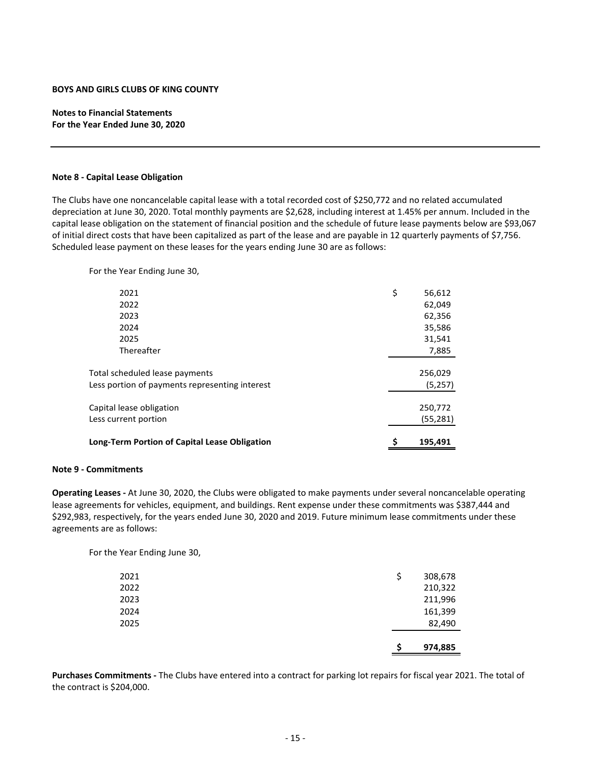**BOYS AND GIRLS CLUBS OF KING COUNTY**

**Notes to Financial Statements**
**For the Year Ended June 30, 2020**

**Note 8 - Capital Lease Obligation**

The Clubs have one noncancelable capital lease with a total recorded cost of $250,772 and no related accumulated depreciation at June 30, 2020. Total monthly payments are $2,628, including interest at 1.45% per annum. Included in the capital lease obligation on the statement of financial position and the schedule of future lease payments below are $93,067 of initial direct costs that have been capitalized as part of the lease and are payable in 12 quarterly payments of $7,756. Scheduled lease payment on these leases for the years ending June 30 are as follows:

For the Year Ending June 30,

| | |
|---|---|
| 2021 | $ 56,612 |
| 2022 | 62,049 |
| 2023 | 62,356 |
| 2024 | 35,586 |
| 2025 | 31,541 |
| Thereafter | 7,885 |
| Total scheduled lease payments | 256,029 |
| Less portion of payments representing interest | (5,257) |
| Capital lease obligation | 250,772 |
| Less current portion | (55,281) |
| **Long-Term Portion of Capital Lease Obligation** | **$ 195,491** |

**Note 9 - Commitments**

**Operating Leases -** At June 30, 2020, the Clubs were obligated to make payments under several noncancelable operating lease agreements for vehicles, equipment, and buildings. Rent expense under these commitments was $387,444 and $292,983, respectively, for the years ended June 30, 2020 and 2019. Future minimum lease commitments under these agreements are as follows:

For the Year Ending June 30,

| | |
|---|---|
| 2021 | $ 308,678 |
| 2022 | 210,322 |
| 2023 | 211,996 |
| 2024 | 161,399 |
| 2025 | 82,490 |
| | **$ 974,885** |

**Purchases Commitments -** The Clubs have entered into a contract for parking lot repairs for fiscal year 2021. The total of the contract is $204,000.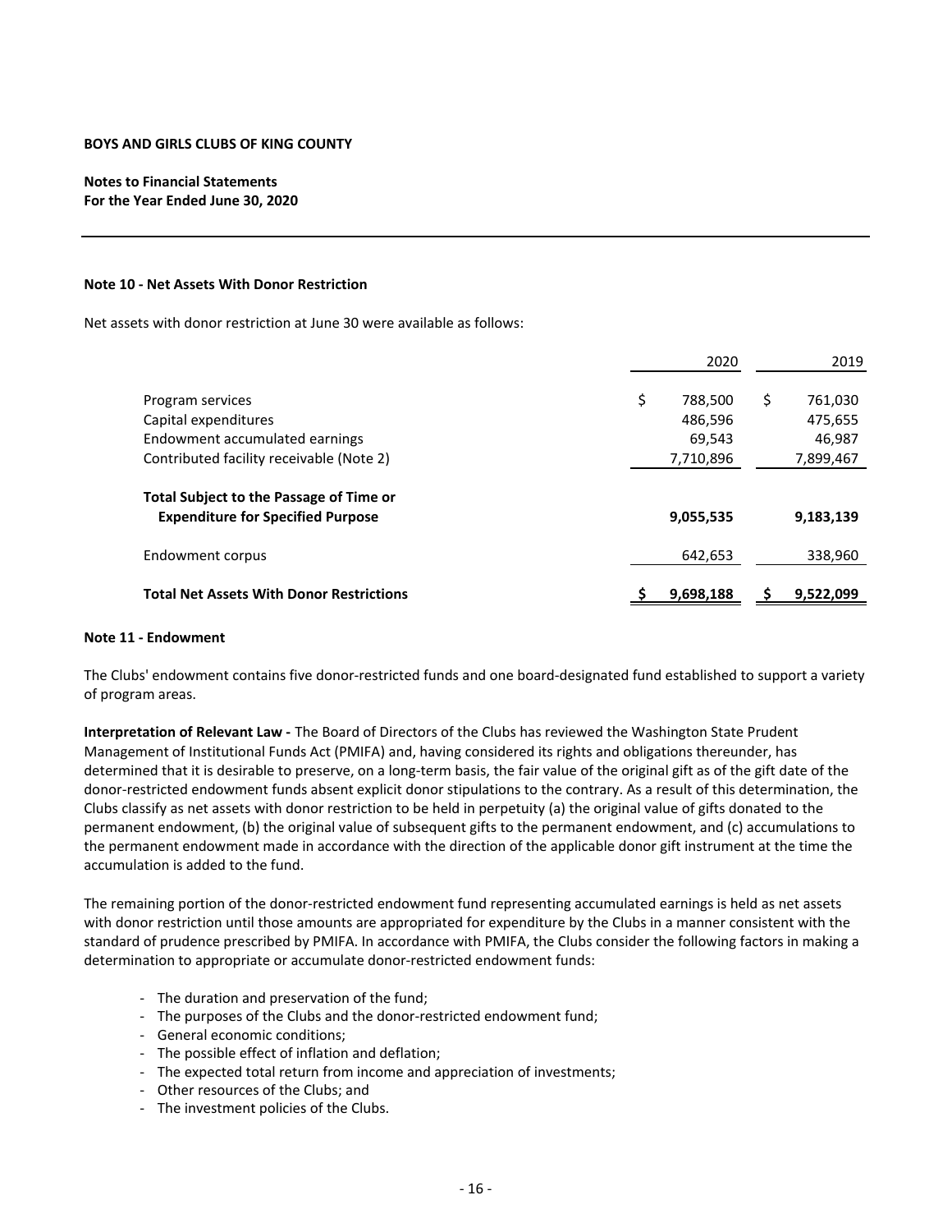**BOYS AND GIRLS CLUBS OF KING COUNTY**

**Notes to Financial Statements**
**For the Year Ended June 30, 2020**

### Note 10 - Net Assets With Donor Restriction

Net assets with donor restriction at June 30 were available as follows:

| | 2020 | 2019 |
|---|---|---|
| Program services | $ 788,500 | $ 761,030 |
| Capital expenditures | 486,596 | 475,655 |
| Endowment accumulated earnings | 69,543 | 46,987 |
| Contributed facility receivable (Note 2) | 7,710,896 | 7,899,467 |
| **Total Subject to the Passage of Time or Expenditure for Specified Purpose** | **9,055,535** | **9,183,139** |
| Endowment corpus | 642,653 | 338,960 |
| **Total Net Assets With Donor Restrictions** | **$ 9,698,188** | **$ 9,522,099** |

### Note 11 - Endowment

The Clubs' endowment contains five donor-restricted funds and one board-designated fund established to support a variety of program areas.

**Interpretation of Relevant Law -** The Board of Directors of the Clubs has reviewed the Washington State Prudent Management of Institutional Funds Act (PMIFA) and, having considered its rights and obligations thereunder, has determined that it is desirable to preserve, on a long-term basis, the fair value of the original gift as of the gift date of the donor-restricted endowment funds absent explicit donor stipulations to the contrary. As a result of this determination, the Clubs classify as net assets with donor restriction to be held in perpetuity (a) the original value of gifts donated to the permanent endowment, (b) the original value of subsequent gifts to the permanent endowment, and (c) accumulations to the permanent endowment made in accordance with the direction of the applicable donor gift instrument at the time the accumulation is added to the fund.

The remaining portion of the donor-restricted endowment fund representing accumulated earnings is held as net assets with donor restriction until those amounts are appropriated for expenditure by the Clubs in a manner consistent with the standard of prudence prescribed by PMIFA. In accordance with PMIFA, the Clubs consider the following factors in making a determination to appropriate or accumulate donor-restricted endowment funds:

- The duration and preservation of the fund;
- The purposes of the Clubs and the donor-restricted endowment fund;
- General economic conditions;
- The possible effect of inflation and deflation;
- The expected total return from income and appreciation of investments;
- Other resources of the Clubs; and
- The investment policies of the Clubs.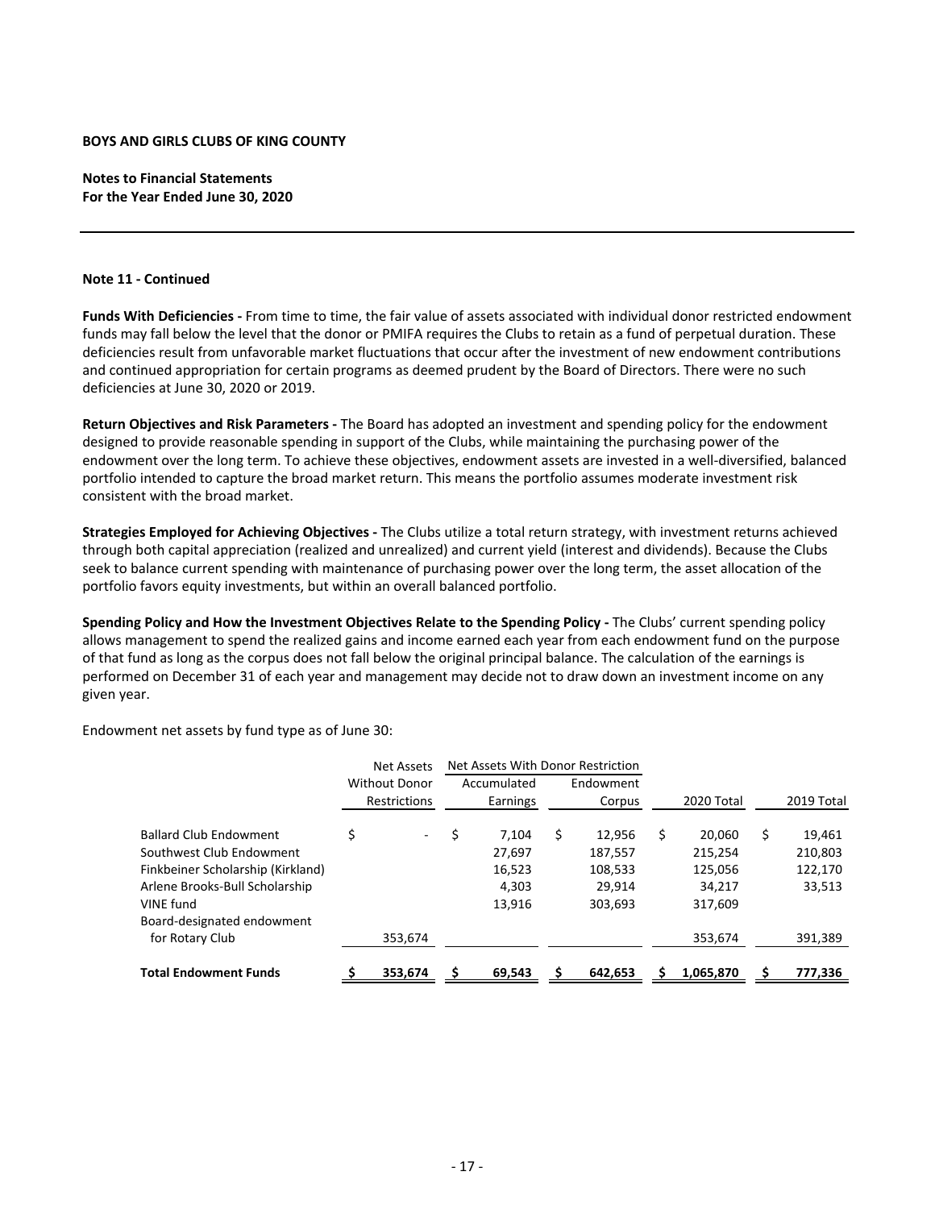**Note 11 - Continued**

**Funds With Deficiencies -** From time to time, the fair value of assets associated with individual donor restricted endowment funds may fall below the level that the donor or PMIFA requires the Clubs to retain as a fund of perpetual duration. These deficiencies result from unfavorable market fluctuations that occur after the investment of new endowment contributions and continued appropriation for certain programs as deemed prudent by the Board of Directors. There were no such deficiencies at June 30, 2020 or 2019.

**Return Objectives and Risk Parameters -** The Board has adopted an investment and spending policy for the endowment designed to provide reasonable spending in support of the Clubs, while maintaining the purchasing power of the endowment over the long term. To achieve these objectives, endowment assets are invested in a well-diversified, balanced portfolio intended to capture the broad market return. This means the portfolio assumes moderate investment risk consistent with the broad market.

**Strategies Employed for Achieving Objectives -** The Clubs utilize a total return strategy, with investment returns achieved through both capital appreciation (realized and unrealized) and current yield (interest and dividends). Because the Clubs seek to balance current spending with maintenance of purchasing power over the long term, the asset allocation of the portfolio favors equity investments, but within an overall balanced portfolio.

**Spending Policy and How the Investment Objectives Relate to the Spending Policy -** The Clubs' current spending policy allows management to spend the realized gains and income earned each year from each endowment fund on the purpose of that fund as long as the corpus does not fall below the original principal balance. The calculation of the earnings is performed on December 31 of each year and management may decide not to draw down an investment income on any given year.

Endowment net assets by fund type as of June 30:

| | Net Assets Without Donor Restrictions | Net Assets With Donor Restriction | | | |
|---|---|---|---|---|---|
| | | Accumulated Earnings | Endowment Corpus | 2020 Total | 2019 Total |
| Ballard Club Endowment | $ - | $ 7,104 | $ 12,956 | $ 20,060 | $ 19,461 |
| Southwest Club Endowment | | 27,697 | 187,557 | 215,254 | 210,803 |
| Finkbeiner Scholarship (Kirkland) | | 16,523 | 108,533 | 125,056 | 122,170 |
| Arlene Brooks-Bull Scholarship | | 4,303 | 29,914 | 34,217 | 33,513 |
| VINE fund | | 13,916 | 303,693 | 317,609 | |
| Board-designated endowment for Rotary Club | 353,674 | | | 353,674 | 391,389 |
| **Total Endowment Funds** | **$ 353,674** | **$ 69,543** | **$ 642,653** | **$ 1,065,870** | **$ 777,336** |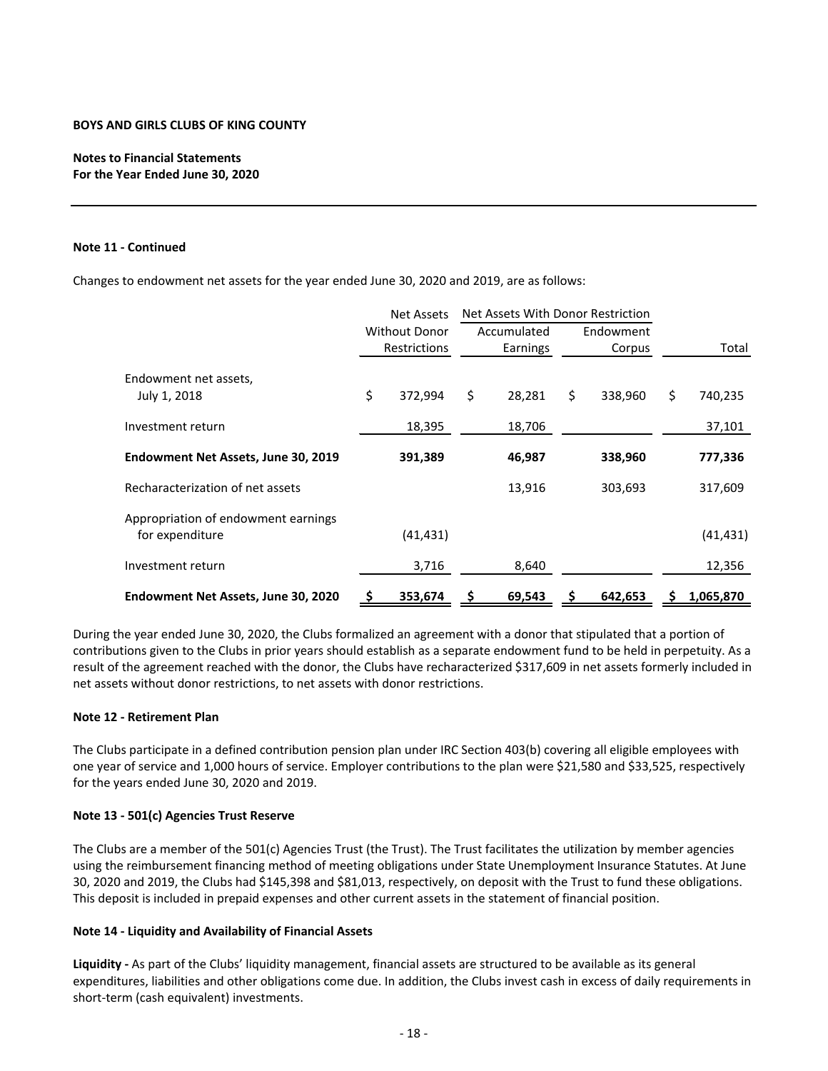**BOYS AND GIRLS CLUBS OF KING COUNTY**

**Notes to Financial Statements**
**For the Year Ended June 30, 2020**

**Note 11 - Continued**

Changes to endowment net assets for the year ended June 30, 2020 and 2019, are as follows:

| | Net Assets Without Donor Restrictions | Net Assets With Donor Restriction | | Total |
|---|---|---|---|---|
| | | Accumulated Earnings | Endowment Corpus | |
| Endowment net assets, July 1, 2018 | $ 372,994 | $ 28,281 | $ 338,960 | $ 740,235 |
| Investment return | 18,395 | 18,706 | | 37,101 |
| **Endowment Net Assets, June 30, 2019** | **391,389** | **46,987** | **338,960** | **777,336** |
| Recharacterization of net assets | | 13,916 | 303,693 | 317,609 |
| Appropriation of endowment earnings for expenditure | (41,431) | | | (41,431) |
| Investment return | 3,716 | 8,640 | | 12,356 |
| **Endowment Net Assets, June 30, 2020** | **$ 353,674** | **$ 69,543** | **$ 642,653** | **$ 1,065,870** |

During the year ended June 30, 2020, the Clubs formalized an agreement with a donor that stipulated that a portion of contributions given to the Clubs in prior years should establish as a separate endowment fund to be held in perpetuity. As a result of the agreement reached with the donor, the Clubs have recharacterized $317,609 in net assets formerly included in net assets without donor restrictions, to net assets with donor restrictions.

**Note 12 - Retirement Plan**

The Clubs participate in a defined contribution pension plan under IRC Section 403(b) covering all eligible employees with one year of service and 1,000 hours of service. Employer contributions to the plan were $21,580 and $33,525, respectively for the years ended June 30, 2020 and 2019.

**Note 13 - 501(c) Agencies Trust Reserve**

The Clubs are a member of the 501(c) Agencies Trust (the Trust). The Trust facilitates the utilization by member agencies using the reimbursement financing method of meeting obligations under State Unemployment Insurance Statutes. At June 30, 2020 and 2019, the Clubs had $145,398 and $81,013, respectively, on deposit with the Trust to fund these obligations. This deposit is included in prepaid expenses and other current assets in the statement of financial position.

**Note 14 - Liquidity and Availability of Financial Assets**

**Liquidity -** As part of the Clubs' liquidity management, financial assets are structured to be available as its general expenditures, liabilities and other obligations come due. In addition, the Clubs invest cash in excess of daily requirements in short-term (cash equivalent) investments.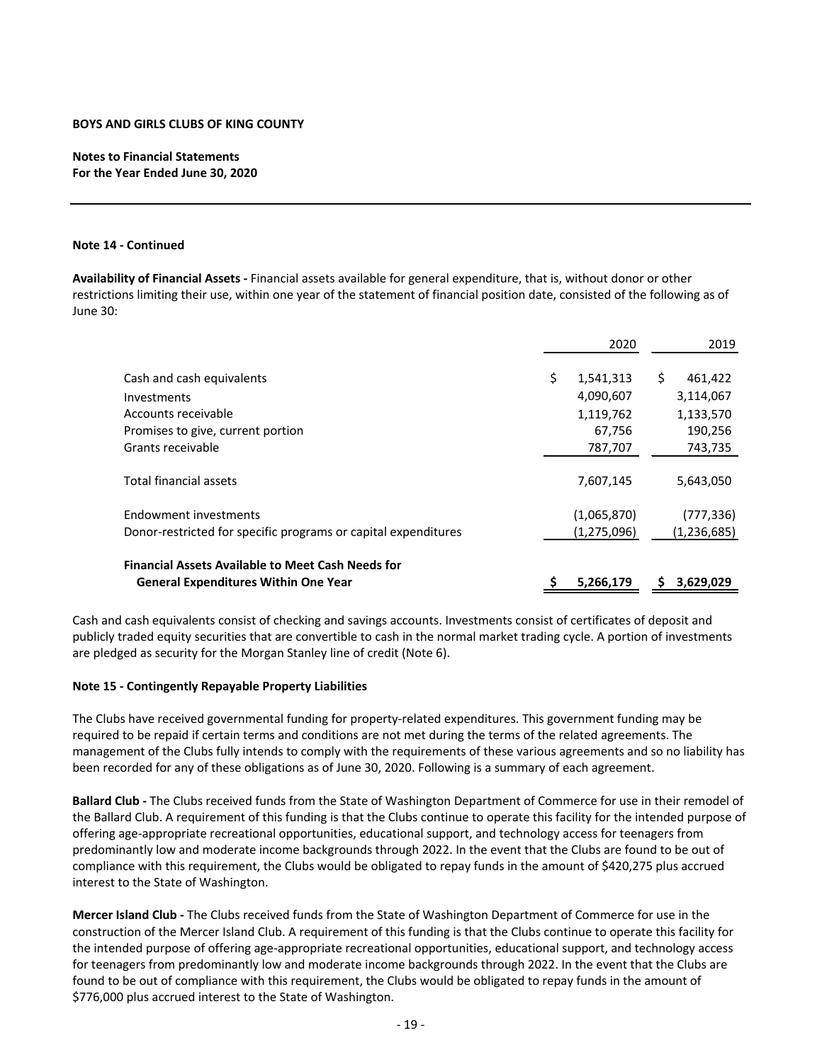**BOYS AND GIRLS CLUBS OF KING COUNTY**

**Notes to Financial Statements**
**For the Year Ended June 30, 2020**

**Note 14 - Continued**

**Availability of Financial Assets -** Financial assets available for general expenditure, that is, without donor or other restrictions limiting their use, within one year of the statement of financial position date, consisted of the following as of June 30:

| | 2020 | 2019 |
|---|---|---|
| Cash and cash equivalents | $ 1,541,313 | $ 461,422 |
| Investments | 4,090,607 | 3,114,067 |
| Accounts receivable | 1,119,762 | 1,133,570 |
| Promises to give, current portion | 67,756 | 190,256 |
| Grants receivable | 787,707 | 743,735 |
| Total financial assets | 7,607,145 | 5,643,050 |
| Endowment investments | (1,065,870) | (777,336) |
| Donor-restricted for specific programs or capital expenditures | (1,275,096) | (1,236,685) |
| **Financial Assets Available to Meet Cash Needs for General Expenditures Within One Year** | **$ 5,266,179** | **$ 3,629,029** |

Cash and cash equivalents consist of checking and savings accounts. Investments consist of certificates of deposit and publicly traded equity securities that are convertible to cash in the normal market trading cycle. A portion of investments are pledged as security for the Morgan Stanley line of credit (Note 6).

**Note 15 - Contingently Repayable Property Liabilities**

The Clubs have received governmental funding for property-related expenditures. This government funding may be required to be repaid if certain terms and conditions are not met during the terms of the related agreements. The management of the Clubs fully intends to comply with the requirements of these various agreements and so no liability has been recorded for any of these obligations as of June 30, 2020. Following is a summary of each agreement.

**Ballard Club -** The Clubs received funds from the State of Washington Department of Commerce for use in their remodel of the Ballard Club. A requirement of this funding is that the Clubs continue to operate this facility for the intended purpose of offering age-appropriate recreational opportunities, educational support, and technology access for teenagers from predominantly low and moderate income backgrounds through 2022. In the event that the Clubs are found to be out of compliance with this requirement, the Clubs would be obligated to repay funds in the amount of $420,275 plus accrued interest to the State of Washington.

**Mercer Island Club -** The Clubs received funds from the State of Washington Department of Commerce for use in the construction of the Mercer Island Club. A requirement of this funding is that the Clubs continue to operate this facility for the intended purpose of offering age-appropriate recreational opportunities, educational support, and technology access for teenagers from predominantly low and moderate income backgrounds through 2022. In the event that the Clubs are found to be out of compliance with this requirement, the Clubs would be obligated to repay funds in the amount of $776,000 plus accrued interest to the State of Washington.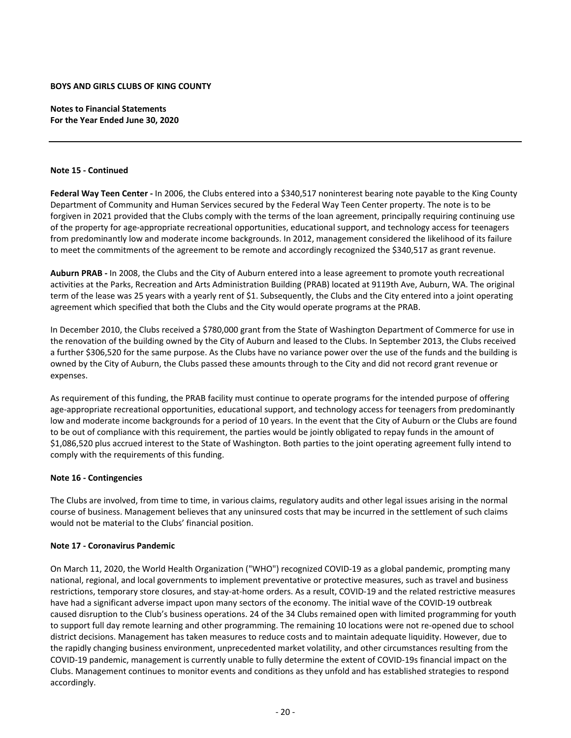**BOYS AND GIRLS CLUBS OF KING COUNTY**

**Notes to Financial Statements**
**For the Year Ended June 30, 2020**

**Note 15 - Continued**

**Federal Way Teen Center -** In 2006, the Clubs entered into a $340,517 noninterest bearing note payable to the King County Department of Community and Human Services secured by the Federal Way Teen Center property. The note is to be forgiven in 2021 provided that the Clubs comply with the terms of the loan agreement, principally requiring continuing use of the property for age-appropriate recreational opportunities, educational support, and technology access for teenagers from predominantly low and moderate income backgrounds. In 2012, management considered the likelihood of its failure to meet the commitments of the agreement to be remote and accordingly recognized the $340,517 as grant revenue.

**Auburn PRAB -** In 2008, the Clubs and the City of Auburn entered into a lease agreement to promote youth recreational activities at the Parks, Recreation and Arts Administration Building (PRAB) located at 9119th Ave, Auburn, WA. The original term of the lease was 25 years with a yearly rent of $1. Subsequently, the Clubs and the City entered into a joint operating agreement which specified that both the Clubs and the City would operate programs at the PRAB.

In December 2010, the Clubs received a $780,000 grant from the State of Washington Department of Commerce for use in the renovation of the building owned by the City of Auburn and leased to the Clubs. In September 2013, the Clubs received a further $306,520 for the same purpose. As the Clubs have no variance power over the use of the funds and the building is owned by the City of Auburn, the Clubs passed these amounts through to the City and did not record grant revenue or expenses.

As requirement of this funding, the PRAB facility must continue to operate programs for the intended purpose of offering age-appropriate recreational opportunities, educational support, and technology access for teenagers from predominantly low and moderate income backgrounds for a period of 10 years. In the event that the City of Auburn or the Clubs are found to be out of compliance with this requirement, the parties would be jointly obligated to repay funds in the amount of $1,086,520 plus accrued interest to the State of Washington. Both parties to the joint operating agreement fully intend to comply with the requirements of this funding.

**Note 16 - Contingencies**

The Clubs are involved, from time to time, in various claims, regulatory audits and other legal issues arising in the normal course of business. Management believes that any uninsured costs that may be incurred in the settlement of such claims would not be material to the Clubs' financial position.

**Note 17 - Coronavirus Pandemic**

On March 11, 2020, the World Health Organization ("WHO") recognized COVID-19 as a global pandemic, prompting many national, regional, and local governments to implement preventative or protective measures, such as travel and business restrictions, temporary store closures, and stay-at-home orders. As a result, COVID-19 and the related restrictive measures have had a significant adverse impact upon many sectors of the economy. The initial wave of the COVID-19 outbreak caused disruption to the Club's business operations. 24 of the 34 Clubs remained open with limited programming for youth to support full day remote learning and other programming. The remaining 10 locations were not re-opened due to school district decisions. Management has taken measures to reduce costs and to maintain adequate liquidity. However, due to the rapidly changing business environment, unprecedented market volatility, and other circumstances resulting from the COVID-19 pandemic, management is currently unable to fully determine the extent of COVID-19s financial impact on the Clubs. Management continues to monitor events and conditions as they unfold and has established strategies to respond accordingly.